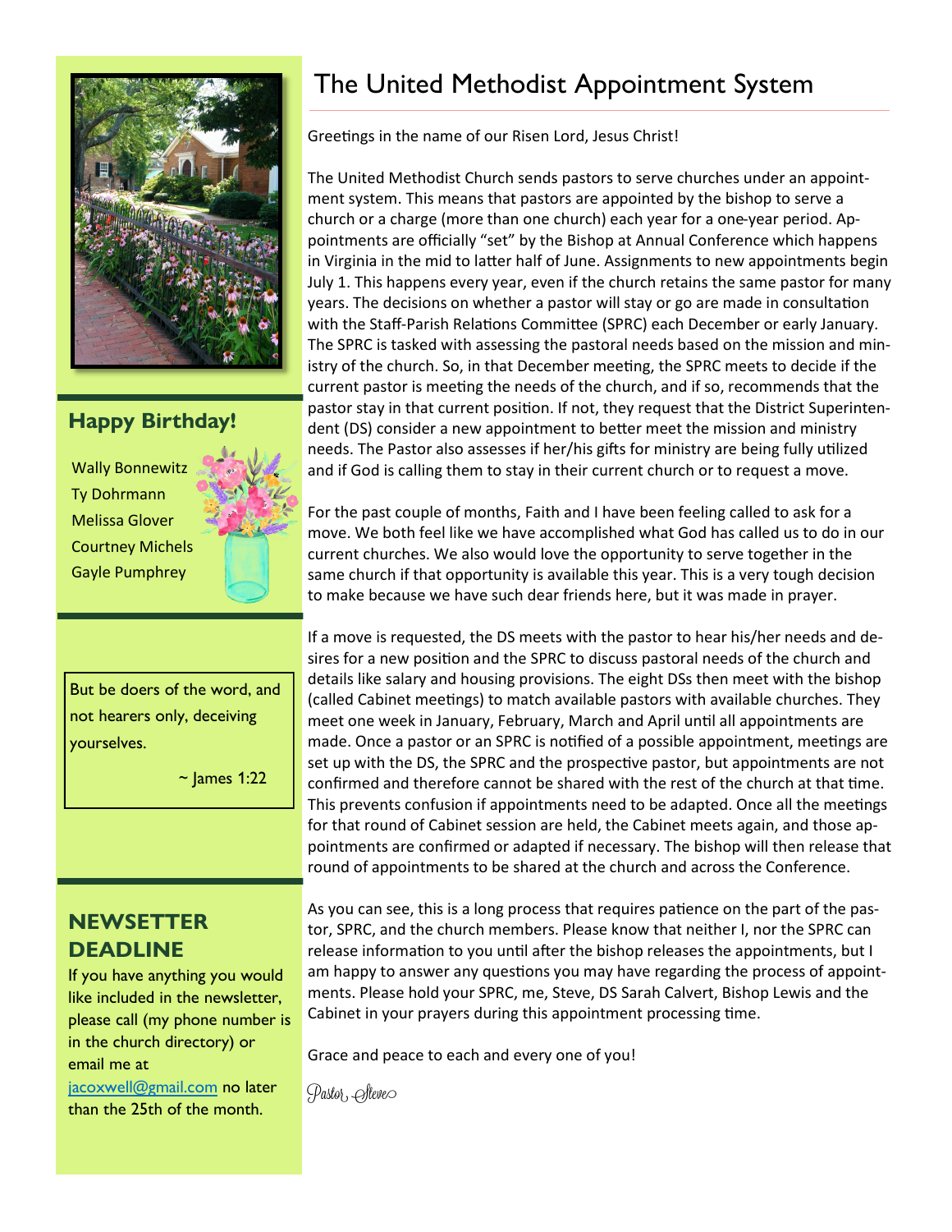# The United Methodist Appointment System

Greetings in the name of our Risen Lord, Jesus Christ!

The United Methodist Church sends pastors to serve churches under an appointment system. This means that pastors are appointed by the bishop to serve a church or a charge (more than one church) each year for a one-year period. Appointments are officially "set" by the Bishop at Annual Conference which happens in Virginia in the mid to latter half of June. Assignments to new appointments begin July 1. This happens every year, even if the church retains the same pastor for many years. The decisions on whether a pastor will stay or go are made in consultation with the Staff-Parish Relations Committee (SPRC) each December or early January. The SPRC is tasked with assessing the pastoral needs based on the mission and ministry of the church. So, in that December meeting, the SPRC meets to decide if the current pastor is meeting the needs of the church, and if so, recommends that the pastor stay in that current position. If not, they request that the District Superintendent (DS) consider a new appointment to better meet the mission and ministry needs. The Pastor also assesses if her/his gifts for ministry are being fully utilized and if God is calling them to stay in their current church or to request a move.

For the past couple of months, Faith and I have been feeling called to ask for a move. We both feel like we have accomplished what God has called us to do in our current churches. We also would love the opportunity to serve together in the same church if that opportunity is available this year. This is a very tough decision to make because we have such dear friends here, but it was made in prayer.

If a move is requested, the DS meets with the pastor to hear his/her needs and desires for a new position and the SPRC to discuss pastoral needs of the church and details like salary and housing provisions. The eight DSs then meet with the bishop (called Cabinet meetings) to match available pastors with available churches. They meet one week in January, February, March and April until all appointments are made. Once a pastor or an SPRC is notified of a possible appointment, meetings are set up with the DS, the SPRC and the prospective pastor, but appointments are not confirmed and therefore cannot be shared with the rest of the church at that time. This prevents confusion if appointments need to be adapted. Once all the meetings for that round of Cabinet session are held, the Cabinet meets again, and those appointments are confirmed or adapted if necessary. The bishop will then release that round of appointments to be shared at the church and across the Conference.

As you can see, this is a long process that requires patience on the part of the pastor, SPRC, and the church members. Please know that neither I, nor the SPRC can release information to you until after the bishop releases the appointments, but I am happy to answer any questions you may have regarding the process of appointments. Please hold your SPRC, me, Steve, DS Sarah Calvert, Bishop Lewis and the Cabinet in your prayers during this appointment processing time.

Grace and peace to each and every one of you!

*Pastor Steve*

## Happy Birthday!

Wally Bonnewitz
Ty Dohrmann
Melissa Glover
Courtney Michels
Gayle Pumphrey

But be doers of the word, and not hearers only, deceiving yourselves.

~ James 1:22

## NEWSETTER DEADLINE

If you have anything you would like included in the newsletter, please call (my phone number is in the church directory) or email me at jacoxwell@gmail.com no later than the 25th of the month.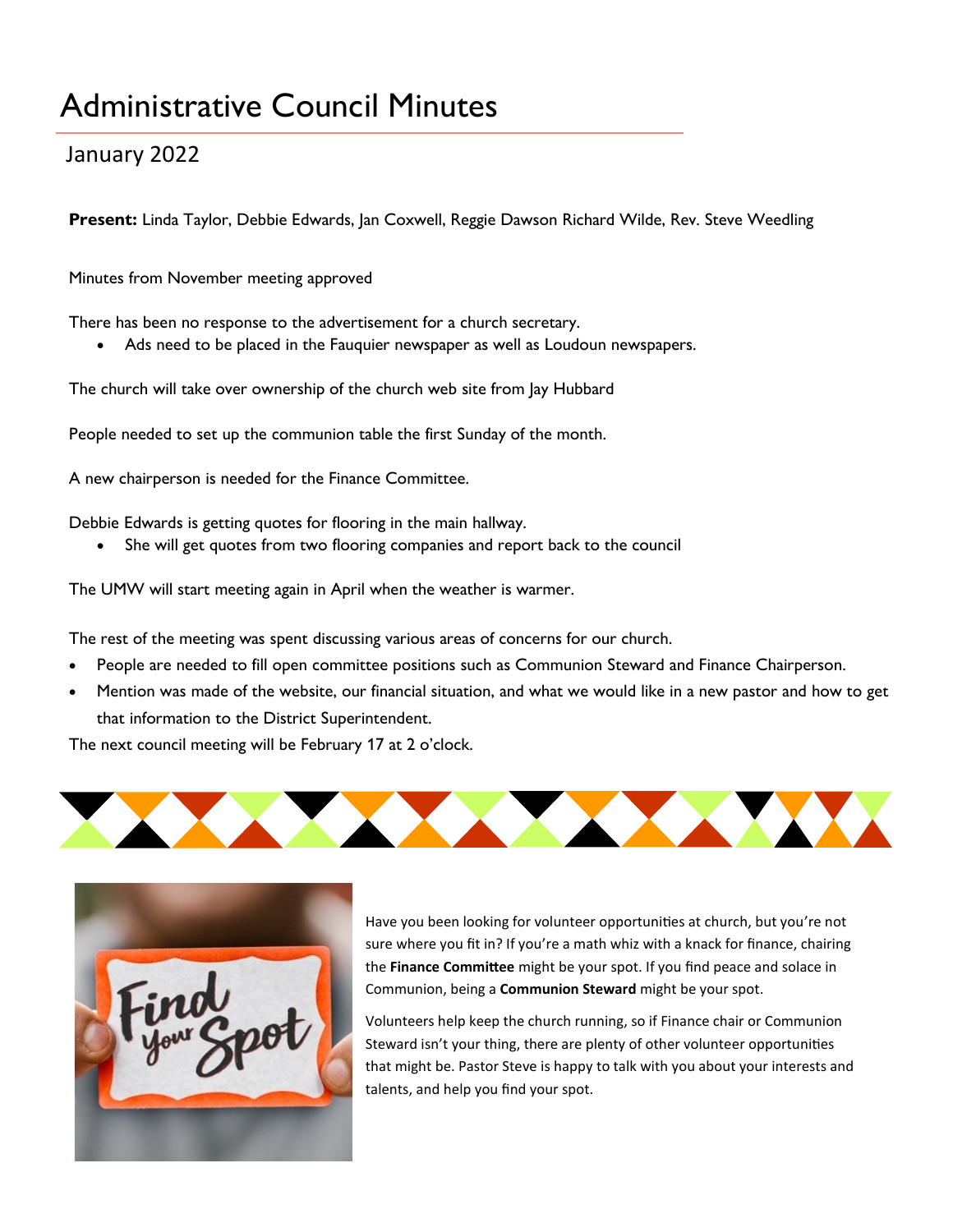# Administrative Council Minutes

## January 2022

**Present:** Linda Taylor, Debbie Edwards, Jan Coxwell, Reggie Dawson Richard Wilde, Rev. Steve Weedling

Minutes from November meeting approved

There has been no response to the advertisement for a church secretary.

- Ads need to be placed in the Fauquier newspaper as well as Loudoun newspapers.

The church will take over ownership of the church web site from Jay Hubbard

People needed to set up the communion table the first Sunday of the month.

A new chairperson is needed for the Finance Committee.

Debbie Edwards is getting quotes for flooring in the main hallway.

- She will get quotes from two flooring companies and report back to the council

The UMW will start meeting again in April when the weather is warmer.

The rest of the meeting was spent discussing various areas of concerns for our church.

- People are needed to fill open committee positions such as Communion Steward and Finance Chairperson.
- Mention was made of the website, our financial situation, and what we would like in a new pastor and how to get that information to the District Superintendent.

The next council meeting will be February 17 at 2 o'clock.

Have you been looking for volunteer opportunities at church, but you're not sure where you fit in? If you're a math whiz with a knack for finance, chairing the **Finance Committee** might be your spot. If you find peace and solace in Communion, being a **Communion Steward** might be your spot.

Volunteers help keep the church running, so if Finance chair or Communion Steward isn't your thing, there are plenty of other volunteer opportunities that might be. Pastor Steve is happy to talk with you about your interests and talents, and help you find your spot.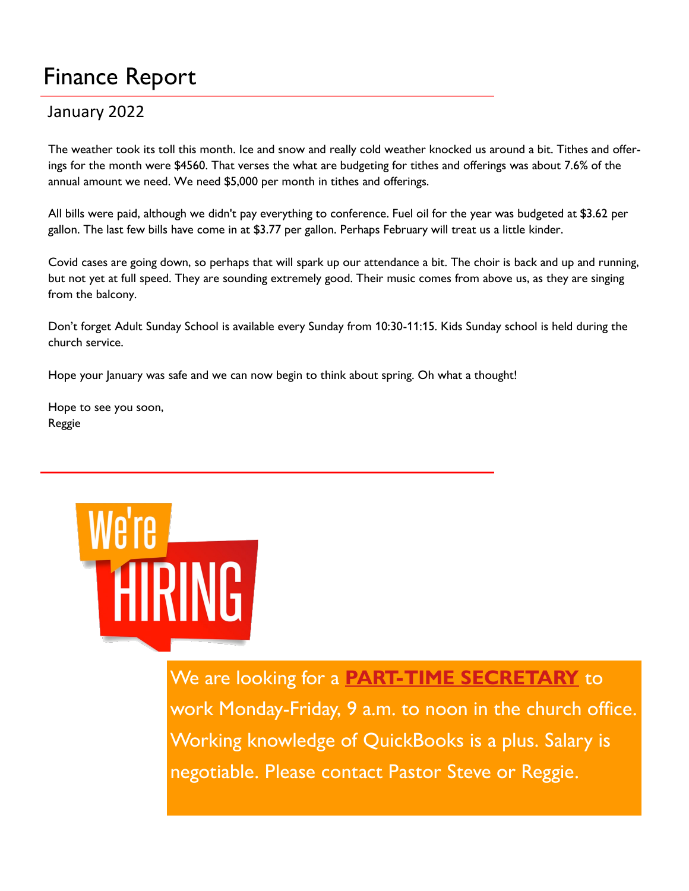# Finance Report

## January 2022

The weather took its toll this month. Ice and snow and really cold weather knocked us around a bit. Tithes and offerings for the month were $4560. That verses the what are budgeting for tithes and offerings was about 7.6% of the annual amount we need. We need $5,000 per month in tithes and offerings.

All bills were paid, although we didn't pay everything to conference. Fuel oil for the year was budgeted at $3.62 per gallon. The last few bills have come in at $3.77 per gallon. Perhaps February will treat us a little kinder.

Covid cases are going down, so perhaps that will spark up our attendance a bit. The choir is back and up and running, but not yet at full speed. They are sounding extremely good. Their music comes from above us, as they are singing from the balcony.

Don't forget Adult Sunday School is available every Sunday from 10:30-11:15. Kids Sunday school is held during the church service.

Hope your January was safe and we can now begin to think about spring. Oh what a thought!

Hope to see you soon,
Reggie

---

We're HIRING

We are looking for a **PART-TIME SECRETARY** to work Monday-Friday, 9 a.m. to noon in the church office. Working knowledge of QuickBooks is a plus. Salary is negotiable. Please contact Pastor Steve or Reggie.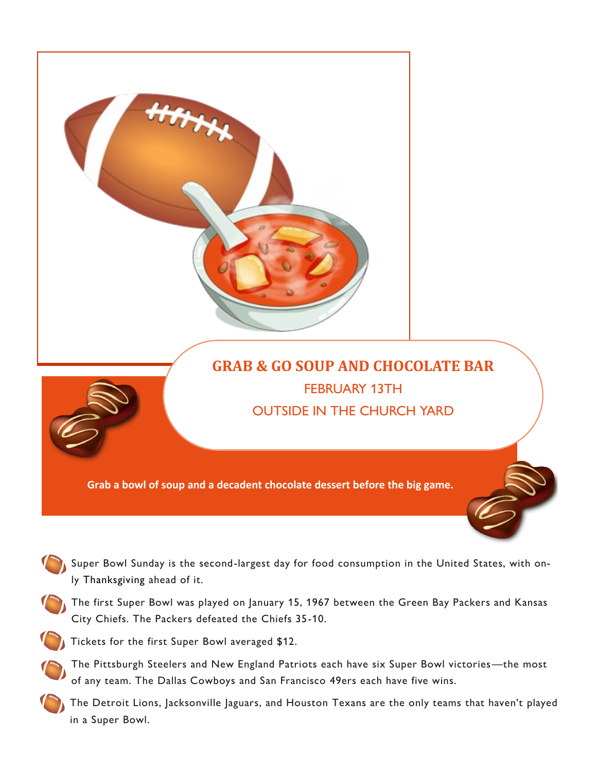## GRAB & GO SOUP AND CHOCOLATE BAR

FEBRUARY 13TH

OUTSIDE IN THE CHURCH YARD

**Grab a bowl of soup and a decadent chocolate dessert before the big game.**

- Super Bowl Sunday is the second-largest day for food consumption in the United States, with only Thanksgiving ahead of it.
- The first Super Bowl was played on January 15, 1967 between the Green Bay Packers and Kansas City Chiefs. The Packers defeated the Chiefs 35-10.
- Tickets for the first Super Bowl averaged $12.
- The Pittsburgh Steelers and New England Patriots each have six Super Bowl victories—the most of any team. The Dallas Cowboys and San Francisco 49ers each have five wins.
- The Detroit Lions, Jacksonville Jaguars, and Houston Texans are the only teams that haven't played in a Super Bowl.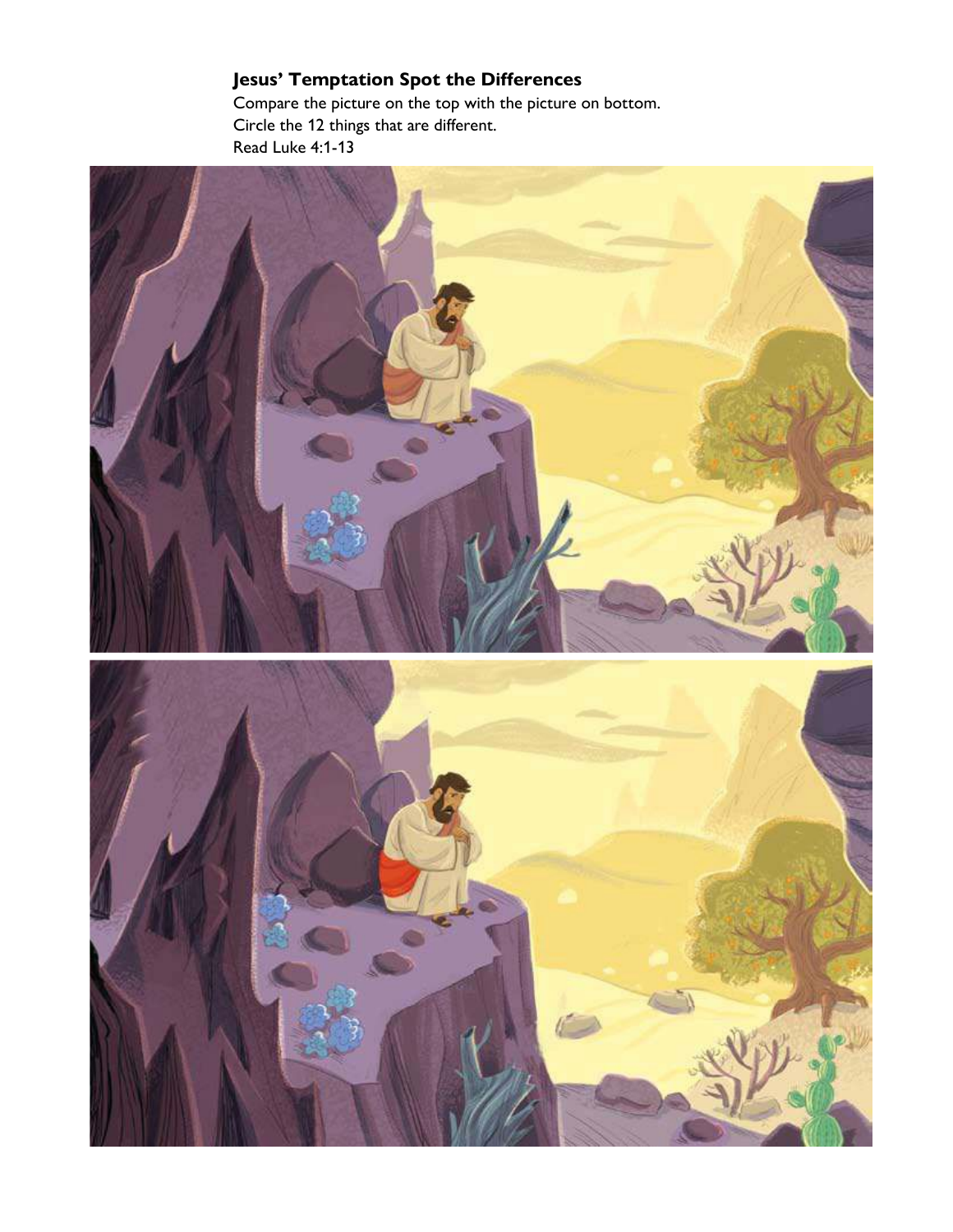**Jesus' Temptation Spot the Differences**

Compare the picture on the top with the picture on bottom.
Circle the 12 things that are different.
Read Luke 4:1-13